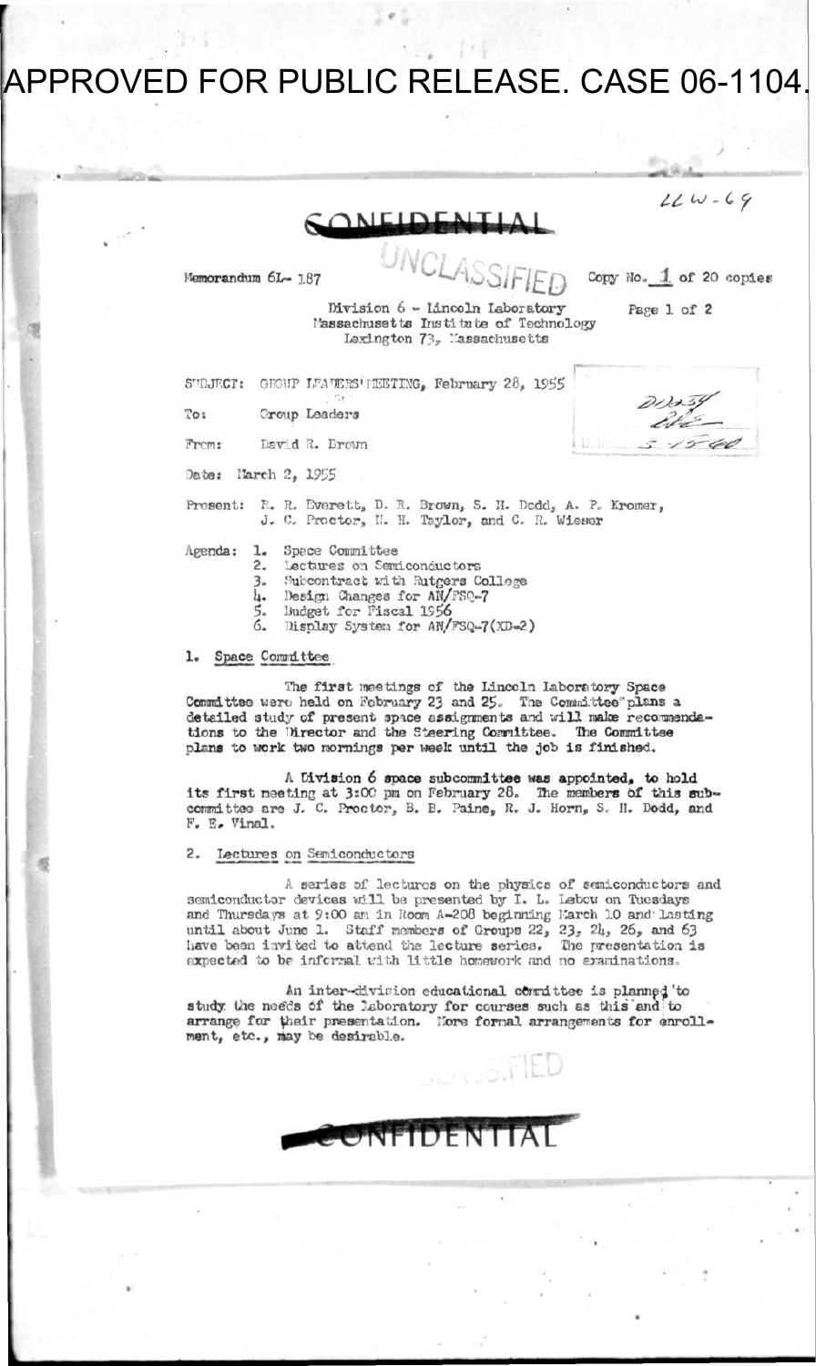APPROVED FOR PUBLIC RELEASE. CASE 06-1104.

22 W-69

CONFIDENTIAL

UNCLASSIFIED

Memorandum 6L-187

Copy No. 1 of 20 copies

Division 6 - Lincoln Laboratory
Massachusetts Institute of Technology
Lexington 73, Massachusetts

Page 1 of 2

SUBJECT: GROUP LEADERS' MEETING, February 28, 1955

To: Group Leaders

From: David R. Brown

Date: March 2, 1955

Present: R. R. Everett, D. R. Brown, S. H. Dodd, A. P. Kromer, J. C. Proctor, N. H. Taylor, and C. R. Wieser

Agenda:
1. Space Committee
2. Lectures on Semiconductors
3. Subcontract with Rutgers College
4. Design Changes for AN/FSQ-7
5. Budget for Fiscal 1956
6. Display System for AN/FSQ-7(XD-2)

## 1. Space Committee

The first meetings of the Lincoln Laboratory Space Committee were held on February 23 and 25. The Committee plans a detailed study of present space assignments and will make recommendations to the Director and the Steering Committee. The Committee plans to work two mornings per week until the job is finished.

A Division 6 space subcommittee was appointed, to hold its first meeting at 3:00 pm on February 28. The members of this subcommittee are J. C. Proctor, B. E. Paine, R. J. Horn, S. H. Dodd, and F. E. Vinal.

## 2. Lectures on Semiconductors

A series of lectures on the physics of semiconductors and semiconductor devices will be presented by I. L. Lebow on Tuesdays and Thursdays at 9:00 am in Room A-208 beginning March 10 and lasting until about June 1. Staff members of Groups 22, 23, 24, 26, and 63 have been invited to attend the lecture series. The presentation is expected to be informal with little homework and no examinations.

An inter-division educational committee is planned to study the needs of the Laboratory for courses such as this and to arrange for their presentation. More formal arrangements for enrollment, etc., may be desirable.

UNCLASSIFIED

CONFIDENTIAL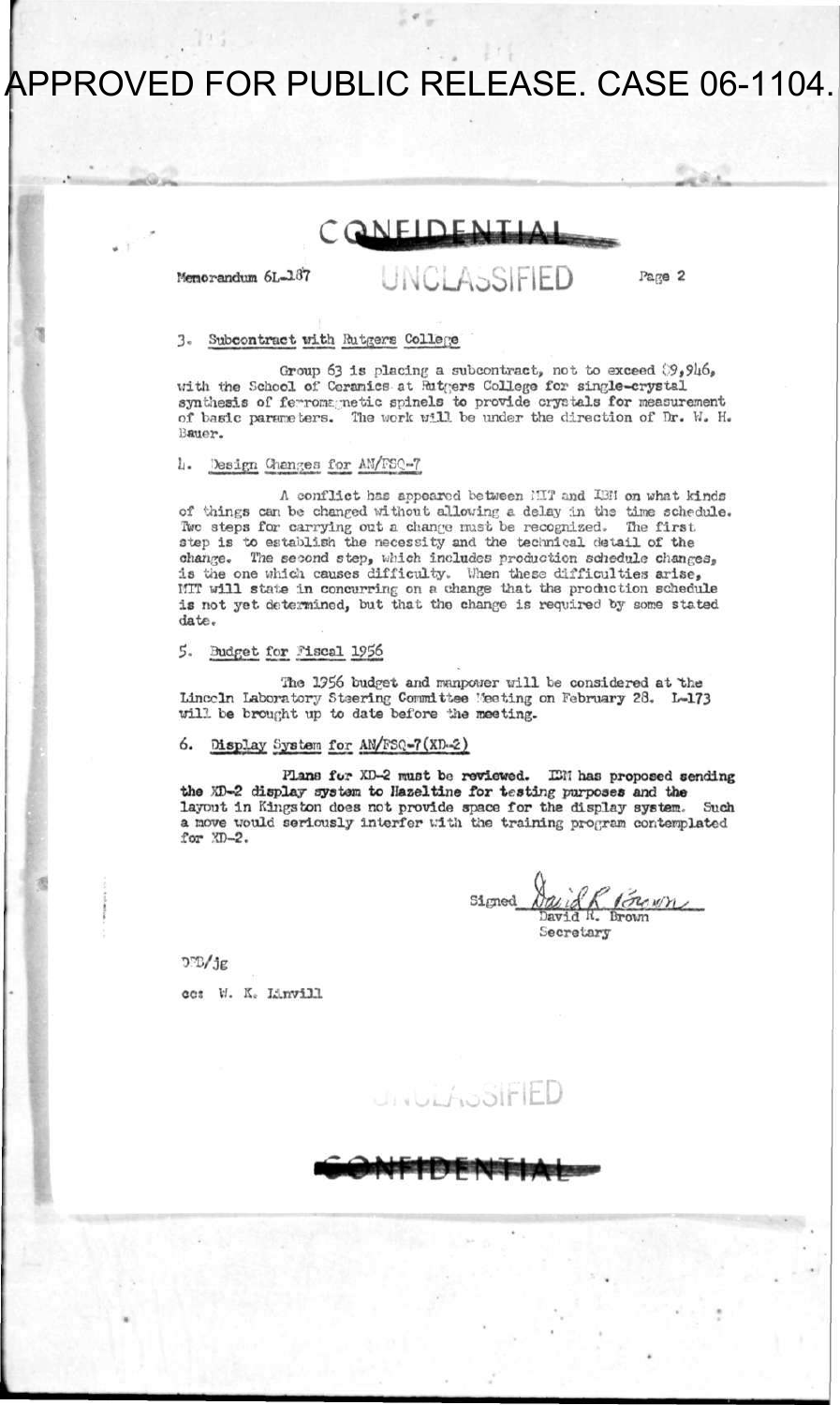APPROVED FOR PUBLIC RELEASE. CASE 06-1104.

CONFIDENTIAL

Memorandum 6L-187 UNCLASSIFIED Page 2

3. Subcontract with Rutgers College

Group 63 is placing a subcontract, not to exceed $9,946, with the School of Ceramics at Rutgers College for single-crystal synthesis of ferromagnetic spinels to provide crystals for measurement of basic parameters. The work will be under the direction of Dr. W. H. Bauer.

4. Design Changes for AN/FSQ-7

A conflict has appeared between MIT and IBM on what kinds of things can be changed without allowing a delay in the time schedule. Two steps for carrying out a change must be recognized. The first step is to establish the necessity and the technical detail of the change. The second step, which includes production schedule changes, is the one which causes difficulty. When these difficulties arise, MIT will state in concurring on a change that the production schedule is not yet determined, but that the change is required by some stated date.

5. Budget for Fiscal 1956

The 1956 budget and manpower will be considered at the Lincoln Laboratory Steering Committee Meeting on February 28. L-173 will be brought up to date before the meeting.

6. Display System for AN/FSQ-7(XD-2)

Plans for XD-2 must be reviewed. IBM has proposed sending the XD-2 display system to Hazeltine for testing purposes and the layout in Kingston does not provide space for the display system. Such a move would seriously interfer with the training program contemplated for XD-2.

Signed David R. Brown
David R. Brown
Secretary

DRB/jg

cc: W. K. Linvill

UNCLASSIFIED

CONFIDENTIAL